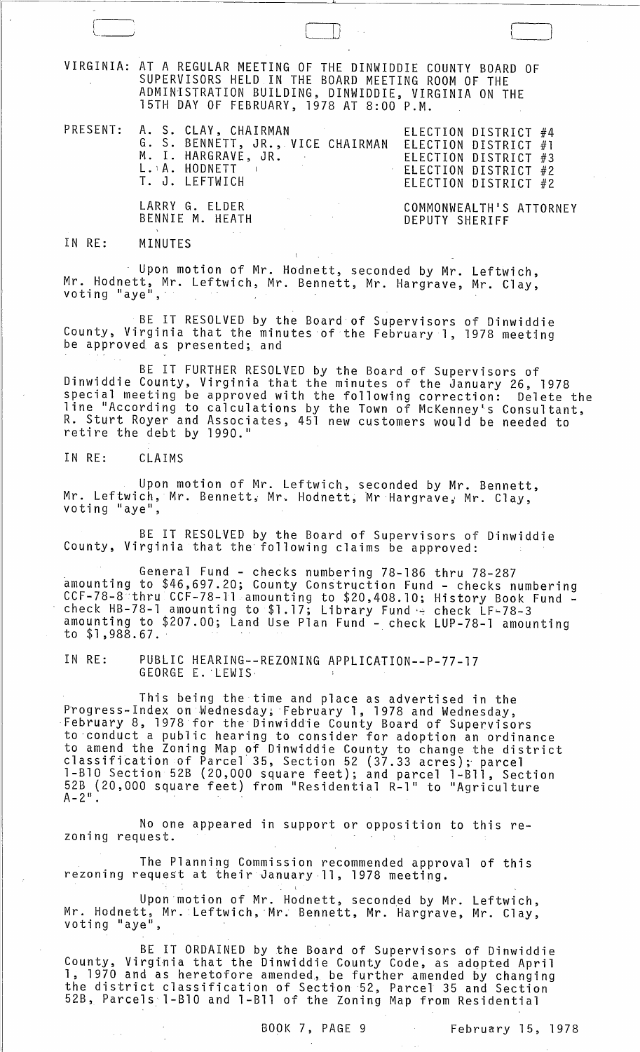VIRGINIA: AT A REGULAR MEETING OF THE DINWIDDIE COUNTY BOARD OF SUPERVISORS HELD IN THE BOARD MEETING ROOM OF THE ADMINISTRATION BUILDING, DINWIDDIE, VIRGINIA ON THE 15TH DAY OF FEBRUARY, 1978 AT 8:00 P.M.

| PRESENT: | | |
|---|---|---|
| | A. S. CLAY, CHAIRMAN | ELECTION DISTRICT #4 |
| | G. S. BENNETT, JR., VICE CHAIRMAN | ELECTION DISTRICT #1 |
| | M. I. HARGRAVE, JR. | ELECTION DISTRICT #3 |
| | L. A. HODNETT | ELECTION DISTRICT #2 |
| | T. J. LEFTWICH | ELECTION DISTRICT #2 |
| | LARRY G. ELDER | COMMONWEALTH'S ATTORNEY |
| | BENNIE M. HEATH | DEPUTY SHERIFF |

IN RE: MINUTES

Upon motion of Mr. Hodnett, seconded by Mr. Leftwich, Mr. Hodnett, Mr. Leftwich, Mr. Bennett, Mr. Hargrave, Mr. Clay, voting "aye",

BE IT RESOLVED by the Board of Supervisors of Dinwiddie County, Virginia that the minutes of the February 1, 1978 meeting be approved as presented; and

BE IT FURTHER RESOLVED by the Board of Supervisors of Dinwiddie County, Virginia that the minutes of the January 26, 1978 special meeting be approved with the following correction: Delete the line "According to calculations by the Town of McKenney's Consultant, R. Sturt Royer and Associates, 451 new customers would be needed to retire the debt by 1990."

IN RE: CLAIMS

Upon motion of Mr. Leftwich, seconded by Mr. Bennett, Mr. Leftwich, Mr. Bennett, Mr. Hodnett, Mr Hargrave, Mr. Clay, voting "aye",

BE IT RESOLVED by the Board of Supervisors of Dinwiddie County, Virginia that the following claims be approved:

General Fund - checks numbering 78-186 thru 78-287 amounting to $46,697.20; County Construction Fund - checks numbering CCF-78-8 thru CCF-78-11 amounting to $20,408.10; History Book Fund - check HB-78-1 amounting to $1.17; Library Fund - check LF-78-3 amounting to $207.00; Land Use Plan Fund - check LUP-78-1 amounting to $1,988.67.

IN RE: PUBLIC HEARING--REZONING APPLICATION--P-77-17 GEORGE E. LEWIS

This being the time and place as advertised in the Progress-Index on Wednesday, February 1, 1978 and Wednesday, February 8, 1978 for the Dinwiddie County Board of Supervisors to conduct a public hearing to consider for adoption an ordinance to amend the Zoning Map of Dinwiddie County to change the district classification of Parcel 35, Section 52 (37.33 acres); parcel 1-B10 Section 52B (20,000 square feet); and parcel 1-B11, Section 52B (20,000 square feet) from "Residential R-1" to "Agriculture A-2".

No one appeared in support or opposition to this rezoning request.

The Planning Commission recommended approval of this rezoning request at their January 11, 1978 meeting.

Upon motion of Mr. Hodnett, seconded by Mr. Leftwich, Mr. Hodnett, Mr. Leftwich, Mr. Bennett, Mr. Hargrave, Mr. Clay, voting "aye",

BE IT ORDAINED by the Board of Supervisors of Dinwiddie County, Virginia that the Dinwiddie County Code, as adopted April 1, 1970 and as heretofore amended, be further amended by changing the district classification of Section 52, Parcel 35 and Section 52B, Parcels 1-B10 and 1-B11 of the Zoning Map from Residential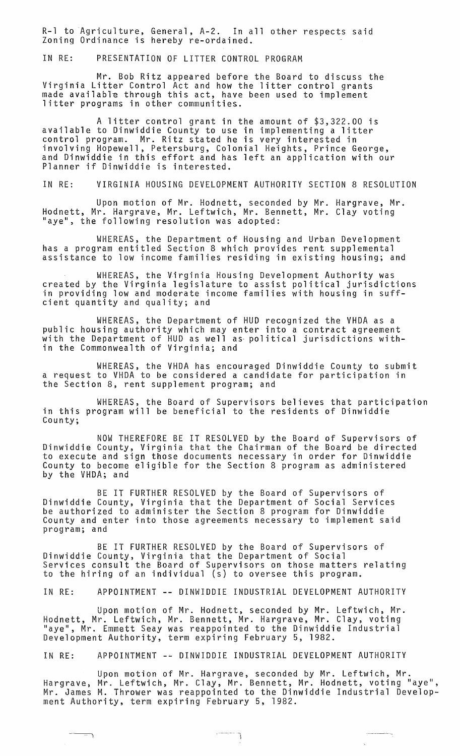R-1 to Agriculture, General, A-2. In all other respects said Zoning Ordinance is hereby re-ordained.

IN RE: PRESENTATION OF LITTER CONTROL PROGRAM

Mr. Bob Ritz appeared before the Board to discuss the Virginia Litter Control Act and how the litter control grants made available through this act, have been used to implement litter programs in other communities.

A litter control grant in the amount of $3,322.00 is available to Dinwiddie County to use in implementing a litter control program. Mr. Ritz stated he is very interested in involving Hopewell, Petersburg, Colonial Heights, Prince George, and Dinwiddie in this effort and has left an application with our Planner if Dinwiddie is interested.

IN RE: VIRGINIA HOUSING DEVELOPMENT AUTHORITY SECTION 8 RESOLUTION

Upon motion of Mr. Hodnett, seconded by Mr. Hargrave, Mr. Hodnett, Mr. Hargrave, Mr. Leftwich, Mr. Bennett, Mr. Clay voting "aye", the following resolution was adopted:

WHEREAS, the Department of Housing and Urban Development has a program entitled Section 8 which provides rent supplemental assistance to low income families residing in existing housing; and

WHEREAS, the Virginia Housing Development Authority was created by the Virginia legislature to assist political jurisdictions in providing low and moderate income families with housing in sufficient quantity and quality; and

WHEREAS, the Department of HUD recognized the VHDA as a public housing authority which may enter into a contract agreement with the Department of HUD as well as political jurisdictions within the Commonwealth of Virginia; and

WHEREAS, the VHDA has encouraged Dinwiddie County to submit a request to VHDA to be considered a candidate for participation in the Section 8, rent supplement program; and

WHEREAS, the Board of Supervisors believes that participation in this program will be beneficial to the residents of Dinwiddie County;

NOW THEREFORE BE IT RESOLVED by the Board of Supervisors of Dinwiddie County, Virginia that the Chairman of the Board be directed to execute and sign those documents necessary in order for Dinwiddie County to become eligible for the Section 8 program as administered by the VHDA; and

BE IT FURTHER RESOLVED by the Board of Supervisors of Dinwiddie County, Virginia that the Department of Social Services be authorized to administer the Section 8 program for Dinwiddie County and enter into those agreements necessary to implement said program; and

BE IT FURTHER RESOLVED by the Board of Supervisors of Dinwiddie County, Virginia that the Department of Social Services consult the Board of Supervisors on those matters relating to the hiring of an individual (s) to oversee this program.

IN RE: APPOINTMENT -- DINWIDDIE INDUSTRIAL DEVELOPMENT AUTHORITY

Upon motion of Mr. Hodnett, seconded by Mr. Leftwich, Mr. Hodnett, Mr. Leftwich, Mr. Bennett, Mr. Hargrave, Mr. Clay, voting "aye", Mr. Emmett Seay was reappointed to the Dinwiddie Industrial Development Authority, term expiring February 5, 1982.

IN RE: APPOINTMENT -- DINWIDDIE INDUSTRIAL DEVELOPMENT AUTHORITY

Upon motion of Mr. Hargrave, seconded by Mr. Leftwich, Mr. Hargrave, Mr. Leftwich, Mr. Clay, Mr. Bennett, Mr. Hodnett, voting "aye", Mr. James M. Thrower was reappointed to the Dinwiddie Industrial Development Authority, term expiring February 5, 1982.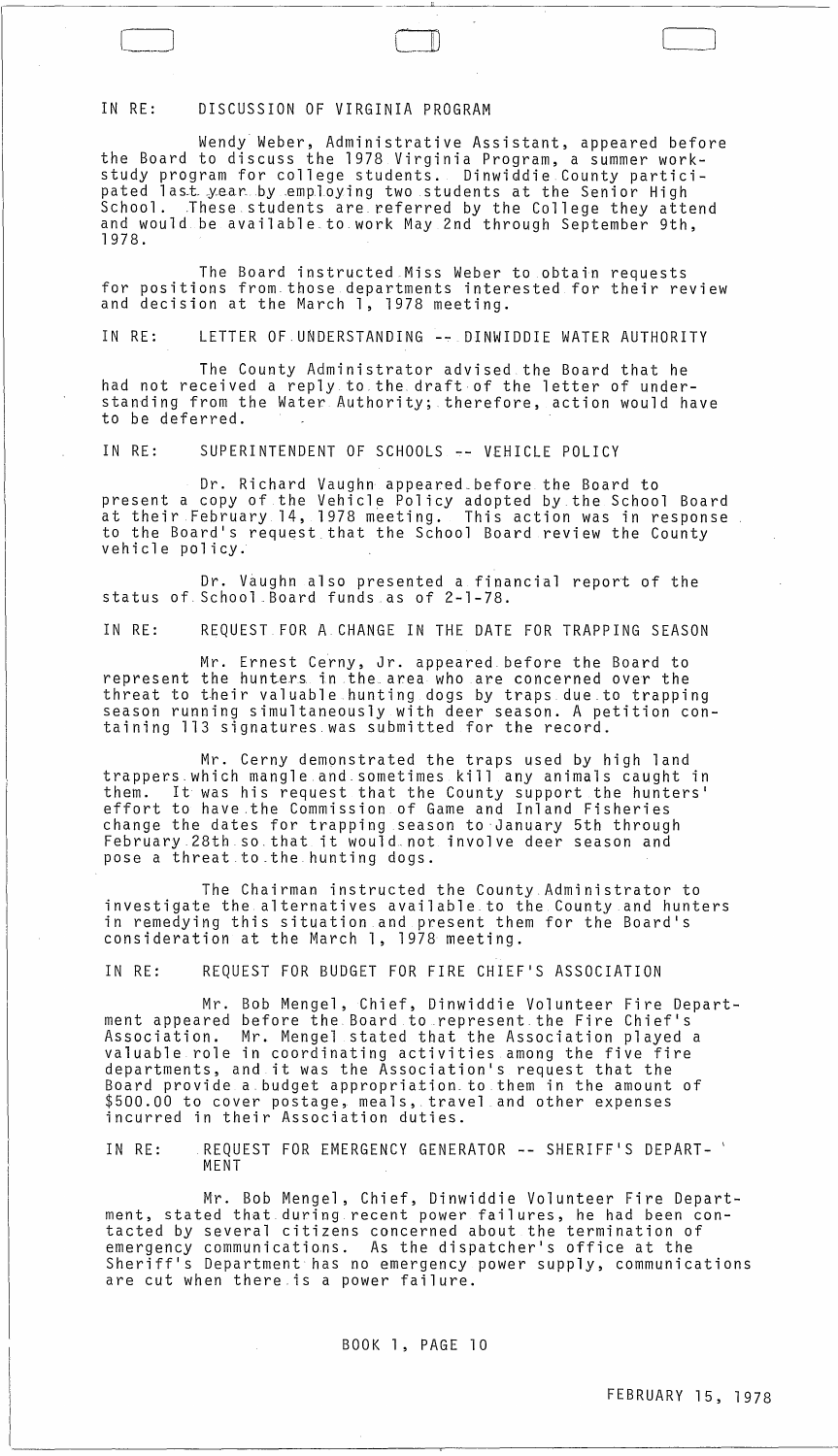IN RE: DISCUSSION OF VIRGINIA PROGRAM

Wendy Weber, Administrative Assistant, appeared before the Board to discuss the 1978 Virginia Program, a summer work-study program for college students. Dinwiddie County participated last year by employing two students at the Senior High School. These students are referred by the College they attend and would be available to work May 2nd through September 9th, 1978.

The Board instructed Miss Weber to obtain requests for positions from those departments interested for their review and decision at the March 1, 1978 meeting.

IN RE: LETTER OF UNDERSTANDING -- DINWIDDIE WATER AUTHORITY

The County Administrator advised the Board that he had not received a reply to the draft of the letter of understanding from the Water Authority; therefore, action would have to be deferred.

IN RE: SUPERINTENDENT OF SCHOOLS -- VEHICLE POLICY

Dr. Richard Vaughn appeared before the Board to present a copy of the Vehicle Policy adopted by the School Board at their February 14, 1978 meeting. This action was in response to the Board's request that the School Board review the County vehicle policy.

Dr. Vaughn also presented a financial report of the status of School Board funds as of 2-1-78.

IN RE: REQUEST FOR A CHANGE IN THE DATE FOR TRAPPING SEASON

Mr. Ernest Cerny, Jr. appeared before the Board to represent the hunters in the area who are concerned over the threat to their valuable hunting dogs by traps due to trapping season running simultaneously with deer season. A petition containing 113 signatures was submitted for the record.

Mr. Cerny demonstrated the traps used by high land trappers which mangle and sometimes kill any animals caught in them. It was his request that the County support the hunters' effort to have the Commission of Game and Inland Fisheries change the dates for trapping season to January 5th through February 28th so that it would not involve deer season and pose a threat to the hunting dogs.

The Chairman instructed the County Administrator to investigate the alternatives available to the County and hunters in remedying this situation and present them for the Board's consideration at the March 1, 1978 meeting.

IN RE: REQUEST FOR BUDGET FOR FIRE CHIEF'S ASSOCIATION

Mr. Bob Mengel, Chief, Dinwiddie Volunteer Fire Department appeared before the Board to represent the Fire Chief's Association. Mr. Mengel stated that the Association played a valuable role in coordinating activities among the five fire departments, and it was the Association's request that the Board provide a budget appropriation to them in the amount of $500.00 to cover postage, meals, travel and other expenses incurred in their Association duties.

IN RE: REQUEST FOR EMERGENCY GENERATOR -- SHERIFF'S DEPARTMENT

Mr. Bob Mengel, Chief, Dinwiddie Volunteer Fire Department, stated that during recent power failures, he had been contacted by several citizens concerned about the termination of emergency communications. As the dispatcher's office at the Sheriff's Department has no emergency power supply, communications are cut when there is a power failure.

BOOK 1, PAGE 10

FEBRUARY 15, 1978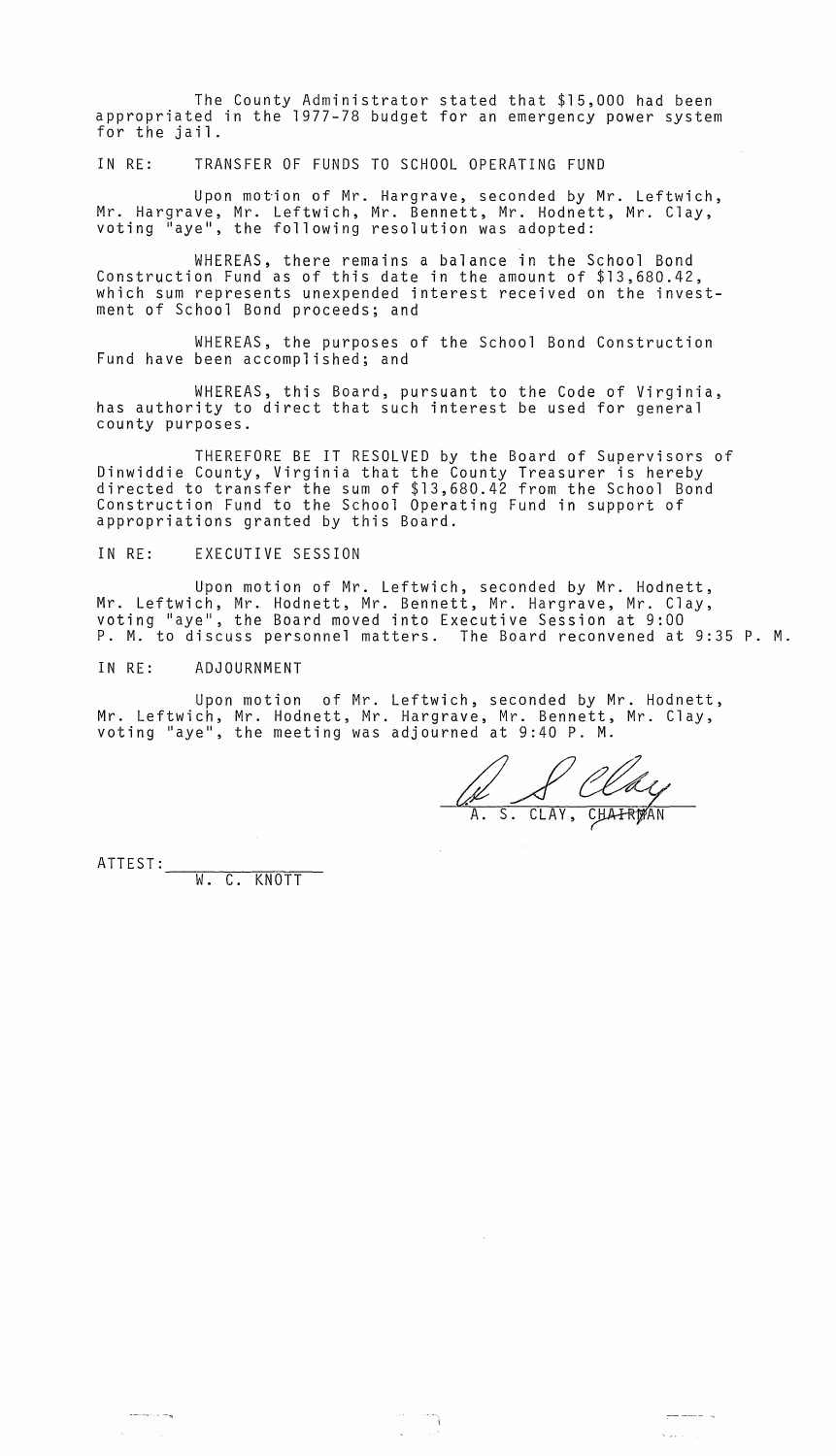The County Administrator stated that $15,000 had been appropriated in the 1977-78 budget for an emergency power system for the jail.

IN RE: TRANSFER OF FUNDS TO SCHOOL OPERATING FUND

Upon motion of Mr. Hargrave, seconded by Mr. Leftwich, Mr. Hargrave, Mr. Leftwich, Mr. Bennett, Mr. Hodnett, Mr. Clay, voting "aye", the following resolution was adopted:

WHEREAS, there remains a balance in the School Bond Construction Fund as of this date in the amount of $13,680.42, which sum represents unexpended interest received on the investment of School Bond proceeds; and

WHEREAS, the purposes of the School Bond Construction Fund have been accomplished; and

WHEREAS, this Board, pursuant to the Code of Virginia, has authority to direct that such interest be used for general county purposes.

THEREFORE BE IT RESOLVED by the Board of Supervisors of Dinwiddie County, Virginia that the County Treasurer is hereby directed to transfer the sum of $13,680.42 from the School Bond Construction Fund to the School Operating Fund in support of appropriations granted by this Board.

IN RE: EXECUTIVE SESSION

Upon motion of Mr. Leftwich, seconded by Mr. Hodnett, Mr. Leftwich, Mr. Hodnett, Mr. Bennett, Mr. Hargrave, Mr. Clay, voting "aye", the Board moved into Executive Session at 9:00 P. M. to discuss personnel matters. The Board reconvened at 9:35 P. M.

IN RE: ADJOURNMENT

Upon motion of Mr. Leftwich, seconded by Mr. Hodnett, Mr. Leftwich, Mr. Hodnett, Mr. Hargrave, Mr. Bennett, Mr. Clay, voting "aye", the meeting was adjourned at 9:40 P. M.

A. S. CLAY, CHAIRMAN

ATTEST: W. C. KNOTT